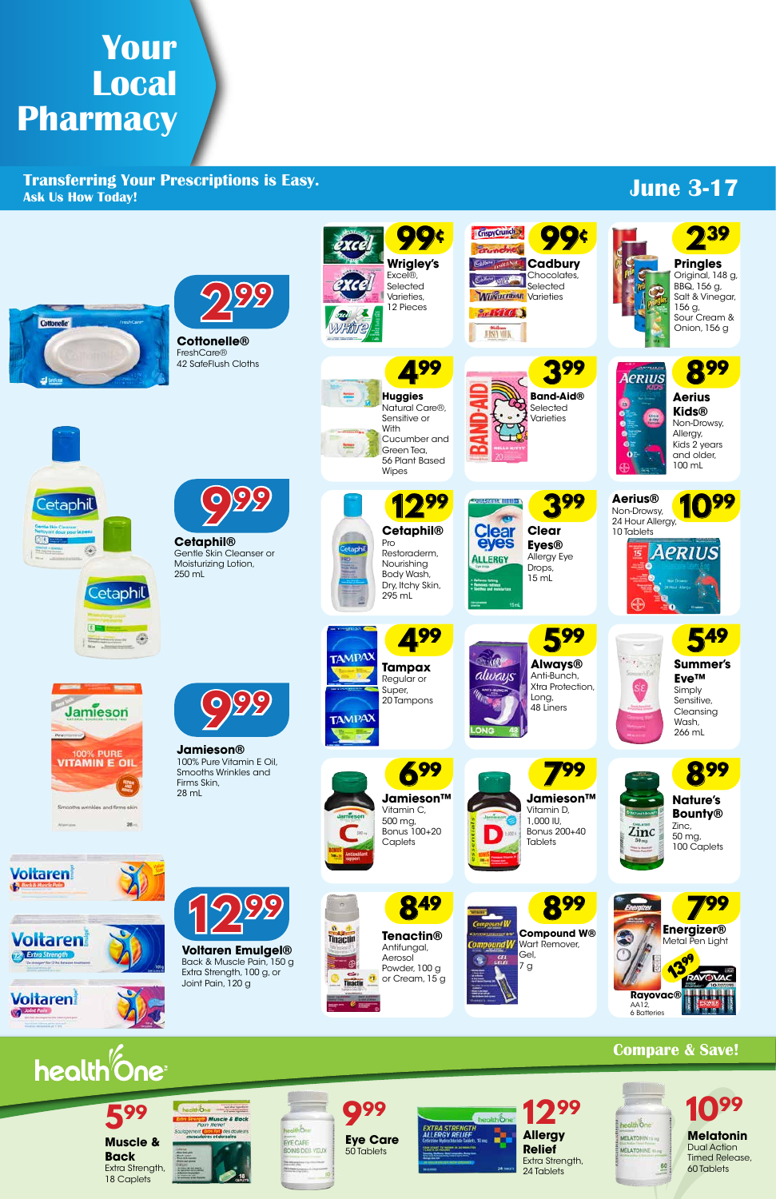# Your Local Pharmacy

**Transferring Your Prescriptions is Easy.**
**Ask Us How Today!**

**June 3-17**

**2.99**
**Cottonelle®** FreshCare® 42 SafeFlush Cloths

**9.99**
**Cetaphil®** Gentle Skin Cleanser or Moisturizing Lotion, 250 mL

**9.99**
**Jamieson®** 100% Pure Vitamin E Oil, Smooths Wrinkles and Firms Skin, 28 mL

**12.99**
**Voltaren Emulgel®** Back & Muscle Pain, 150 g Extra Strength, 100 g, or Joint Pain, 120 g

**99¢**
**Wrigley's** Excel®, Selected Varieties, 12 Pieces

**99¢**
**Cadbury** Chocolates, Selected Varieties

**2.39**
**Pringles** Original, 148 g, BBQ, 156 g, Salt & Vinegar, 156 g, Sour Cream & Onion, 156 g

**4.99**
**Huggies** Natural Care®, Sensitive or With Cucumber and Green Tea, 56 Plant Based Wipes

**3.99**
**Band-Aid®** Selected Varieties

**8.99**
**Aerius Kids®** Non-Drowsy, Allergy, Kids 2 years and older, 100 mL

**12.99**
**Cetaphil®** Pro Restoraderm, Nourishing Body Wash, Dry, Itchy Skin, 295 mL

**3.99**
**Clear Eyes®** Allergy Eye Drops, 15 mL

**10.99**
**Aerius®** Non-Drowsy, 24 Hour Allergy, 10 Tablets

**4.99**
**Tampax** Regular or Super, 20 Tampons

**5.99**
**Always®** Anti-Bunch, Xtra Protection, Long, 48 Liners

**5.49**
**Summer's Eve™** Simply Sensitive, Cleansing Wash, 266 mL

**6.99**
**Jamieson™** Vitamin C, 500 mg, Bonus 100+20 Caplets

**7.99**
**Jamieson™** Vitamin D, 1,000 IU, Bonus 200+40 Tablets

**8.99**
**Nature's Bounty®** Zinc, 50 mg, 100 Caplets

**8.49**
**Tenactin®** Antifungal, Aerosol Powder, 100 g or Cream, 15 g

**8.99**
**Compound W®** Wart Remover, Gel, 7 g

**7.99**
**Energizer®** Metal Pen Light

**13.99**
**Rayovac®** AA12, 6 Batteries

## healthOne — Compare & Save!

**5.99**
**Muscle & Back** Extra Strength, 18 Caplets

**9.99**
**Eye Care** 50 Tablets

**12.99**
**Allergy Relief** Extra Strength, 24 Tablets

**10.99**
**Melatonin** Dual Action Timed Release, 60 Tablets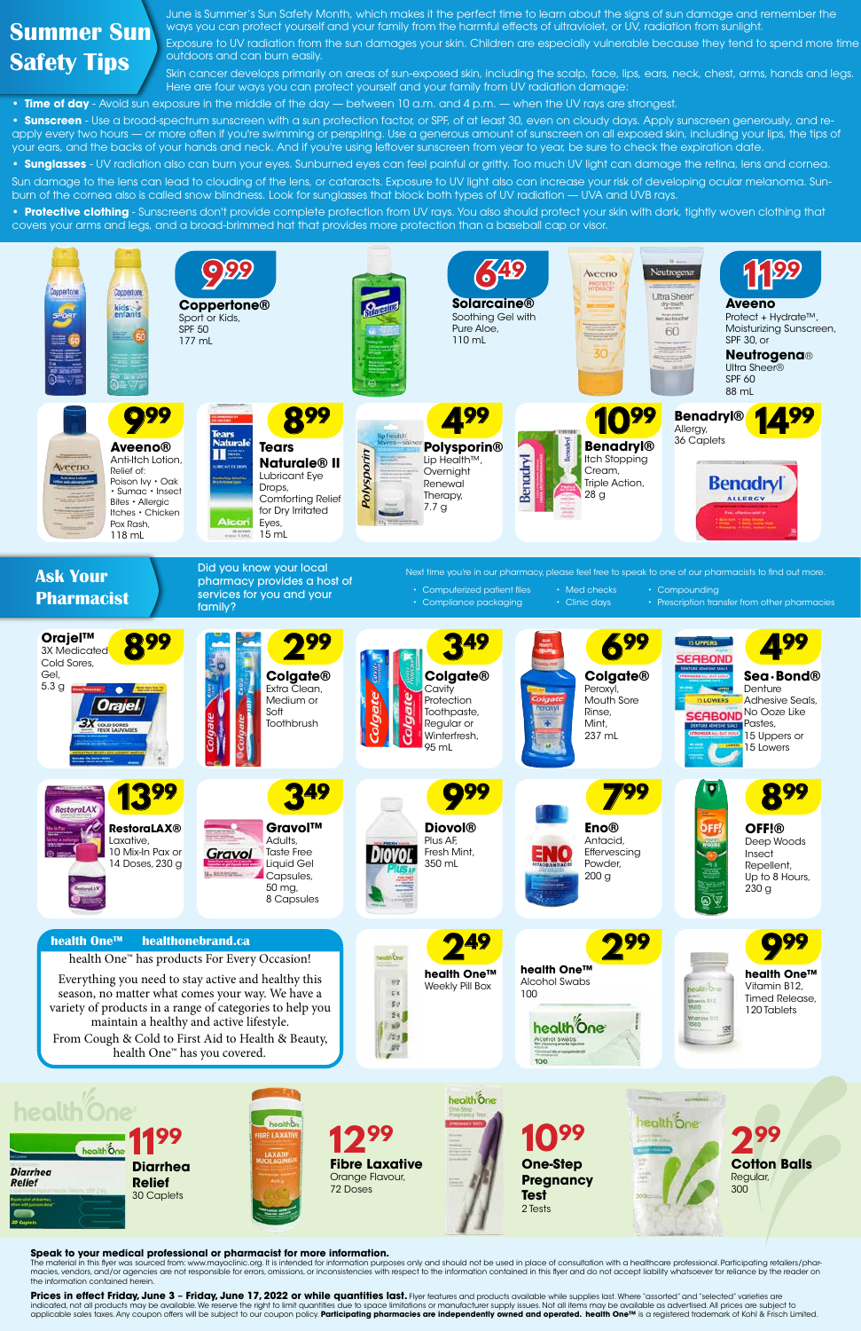# Summer Sun Safety Tips

June is Summer's Sun Safety Month, which makes it the perfect time to learn about the signs of sun damage and remember the ways you can protect yourself and your family from the harmful effects of ultraviolet, or UV, radiation from sunlight.

Exposure to UV radiation from the sun damages your skin. Children are especially vulnerable because they tend to spend more time outdoors and can burn easily.

Skin cancer develops primarily on areas of sun-exposed skin, including the scalp, face, lips, ears, neck, chest, arms, hands and legs. Here are four ways you can protect yourself and your family from UV radiation damage:

- **Time of day** - Avoid sun exposure in the middle of the day — between 10 a.m. and 4 p.m. — when the UV rays are strongest.
- **Sunscreen** - Use a broad-spectrum sunscreen with a sun protection factor, or SPF, of at least 30, even on cloudy days. Apply sunscreen generously, and re-apply every two hours — or more often if you're swimming or perspiring. Use a generous amount of sunscreen on all exposed skin, including your lips, the tips of your ears, and the backs of your hands and neck. And if you're using leftover sunscreen from year to year, be sure to check the expiration date.
- **Sunglasses** - UV radiation also can burn your eyes. Sunburned eyes can feel painful or gritty. Too much UV light can damage the retina, lens and cornea.

Sun damage to the lens can lead to clouding of the lens, or cataracts. Exposure to UV light also can increase your risk of developing ocular melanoma. Sun-burn of the cornea also is called snow blindness. Look for sunglasses that block both types of UV radiation — UVA and UVB rays.

- **Protective clothing** - Sunscreens don't provide complete protection from UV rays. You also should protect your skin with dark, tightly woven clothing that covers your arms and legs, and a broad-brimmed hat that provides more protection than a baseball cap or visor.

**9.99** **Coppertone®** Sport or Kids, SPF 50 177 mL

**6.49** **Solarcaine®** Soothing Gel with Pure Aloe, 110 mL

**11.99** **Aveeno** Protect + Hydrate™, Moisturizing Sunscreen, SPF 30, or **Neutrogena®** Ultra Sheer® SPF 60 88 mL

**9.99** **Aveeno®** Anti-Itch Lotion, Relief of: Poison Ivy • Oak • Sumac • Insect Bites • Allergic Itches • Chicken Pox Rash, 118 mL

**8.99** **Tears Naturale® II** Lubricant Eye Drops, Comforting Relief for Dry Irritated Eyes, 15 mL

**4.99** **Polysporin®** Lip Health™, Overnight Renewal Therapy, 7.7 g

**10.99** **Benadryl®** Itch Stopping Cream, Triple Action, 28 g

**14.99** **Benadryl®** Allergy, 36 Caplets

## Ask Your Pharmacist

Did you know your local pharmacy provides a host of services for you and your family?

Next time you're in our pharmacy, please feel free to speak to one of our pharmacists to find out more.

- Computerized patient files
- Compliance packaging
- Med checks
- Clinic days
- Compounding
- Prescription transfer from other pharmacies

**8.99** **Orajel™** 3X Medicated Cold Sores, Gel, 5.3 g

**2.99** **Colgate®** Extra Clean, Medium or Soft Toothbrush

**3.49** **Colgate®** Cavity Protection Toothpaste, Regular or Winterfresh, 95 mL

**6.99** **Colgate®** Peroxyl, Mouth Sore Rinse, Mint, 237 mL

**4.99** **Sea•Bond®** Denture Adhesive Seals, No Ooze Like Pastes, 15 Uppers or 15 Lowers

**13.99** **RestoraLAX®** Laxative, 10 Mix-In Pax or 14 Doses, 230 g

**3.49** **Gravol™** Adults, Taste Free Liquid Gel Capsules, 50 mg, 8 Capsules

**9.99** **Diovol®** Plus AF, Fresh Mint, 350 mL

**7.99** **Eno®** Antacid, Effervescing Powder, 200 g

**8.99** **OFF!®** Deep Woods Insect Repellent, Up to 8 Hours, 230 g

**health One™** healthonebrand.ca

health One™ has products For Every Occasion!

Everything you need to stay active and healthy this season, no matter what comes your way. We have a variety of products in a range of categories to help you maintain a healthy and active lifestyle.

From Cough & Cold to First Aid to Health & Beauty, health One™ has you covered.

**2.49** **health One™** Weekly Pill Box

**2.99** **health One™** Alcohol Swabs 100

**9.99** **health One™** Vitamin B12, Timed Release, 120 Tablets

**11.99** **Diarrhea Relief** 30 Caplets

**12.99** **Fibre Laxative** Orange Flavour, 72 Doses

**10.99** **One-Step Pregnancy Test** 2 Tests

**2.99** **Cotton Balls** Regular, 300

**Speak to your medical professional or pharmacist for more information.** The material in this flyer was sourced from: www.mayoclinic.org. It is intended for information purposes only and should not be used in place of consultation with a healthcare professional. Participating retailers/pharmacies, vendors, and/or agencies are not responsible for errors, omissions, or inconsistencies with respect to the information contained in this flyer and do not accept liability whatsoever for reliance by the reader on the information contained herein.

**Prices in effect Friday, June 3 – Friday, June 17, 2022 or while quantities last.** Flyer features and products available while supplies last. Where "assorted" and "selected" varieties are indicated, not all products may be available. We reserve the right to limit quantities due to space limitations or manufacturer supply issues. Not all items may be available as advertised. All prices are subject to applicable sales taxes. Any coupon offers will be subject to our coupon policy. **Participating pharmacies are independently owned and operated. health One™** is a registered trademark of Kohl & Frisch Limited.